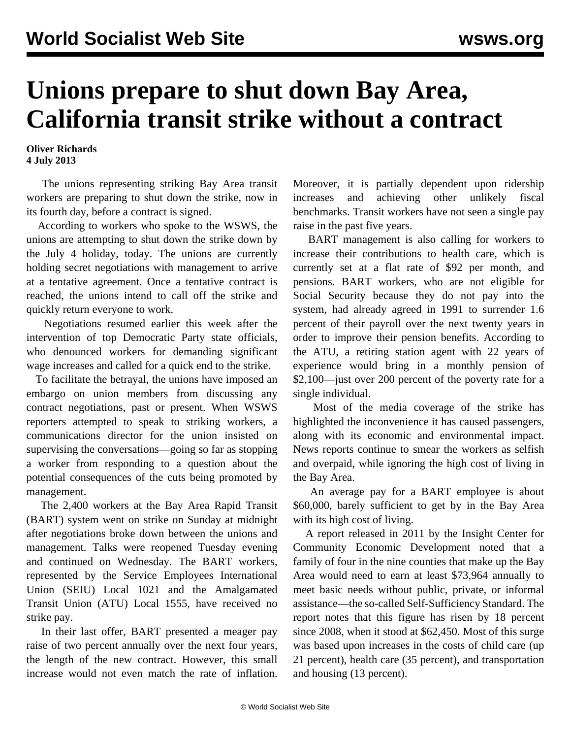# Unions prepare to shut down Bay Area, California transit strike without a contract

**Oliver Richards**
**4 July 2013**

The unions representing striking Bay Area transit workers are preparing to shut down the strike, now in its fourth day, before a contract is signed.

According to workers who spoke to the WSWS, the unions are attempting to shut down the strike down by the July 4 holiday, today. The unions are currently holding secret negotiations with management to arrive at a tentative agreement. Once a tentative contract is reached, the unions intend to call off the strike and quickly return everyone to work.

Negotiations resumed earlier this week after the intervention of top Democratic Party state officials, who denounced workers for demanding significant wage increases and called for a quick end to the strike.

To facilitate the betrayal, the unions have imposed an embargo on union members from discussing any contract negotiations, past or present. When WSWS reporters attempted to speak to striking workers, a communications director for the union insisted on supervising the conversations—going so far as stopping a worker from responding to a question about the potential consequences of the cuts being promoted by management.

The 2,400 workers at the Bay Area Rapid Transit (BART) system went on strike on Sunday at midnight after negotiations broke down between the unions and management. Talks were reopened Tuesday evening and continued on Wednesday. The BART workers, represented by the Service Employees International Union (SEIU) Local 1021 and the Amalgamated Transit Union (ATU) Local 1555, have received no strike pay.

In their last offer, BART presented a meager pay raise of two percent annually over the next four years, the length of the new contract. However, this small increase would not even match the rate of inflation. Moreover, it is partially dependent upon ridership increases and achieving other unlikely fiscal benchmarks. Transit workers have not seen a single pay raise in the past five years.

BART management is also calling for workers to increase their contributions to health care, which is currently set at a flat rate of $92 per month, and pensions. BART workers, who are not eligible for Social Security because they do not pay into the system, had already agreed in 1991 to surrender 1.6 percent of their payroll over the next twenty years in order to improve their pension benefits. According to the ATU, a retiring station agent with 22 years of experience would bring in a monthly pension of $2,100—just over 200 percent of the poverty rate for a single individual.

Most of the media coverage of the strike has highlighted the inconvenience it has caused passengers, along with its economic and environmental impact. News reports continue to smear the workers as selfish and overpaid, while ignoring the high cost of living in the Bay Area.

An average pay for a BART employee is about $60,000, barely sufficient to get by in the Bay Area with its high cost of living.

A report released in 2011 by the Insight Center for Community Economic Development noted that a family of four in the nine counties that make up the Bay Area would need to earn at least $73,964 annually to meet basic needs without public, private, or informal assistance—the so-called Self-Sufficiency Standard. The report notes that this figure has risen by 18 percent since 2008, when it stood at $62,450. Most of this surge was based upon increases in the costs of child care (up 21 percent), health care (35 percent), and transportation and housing (13 percent).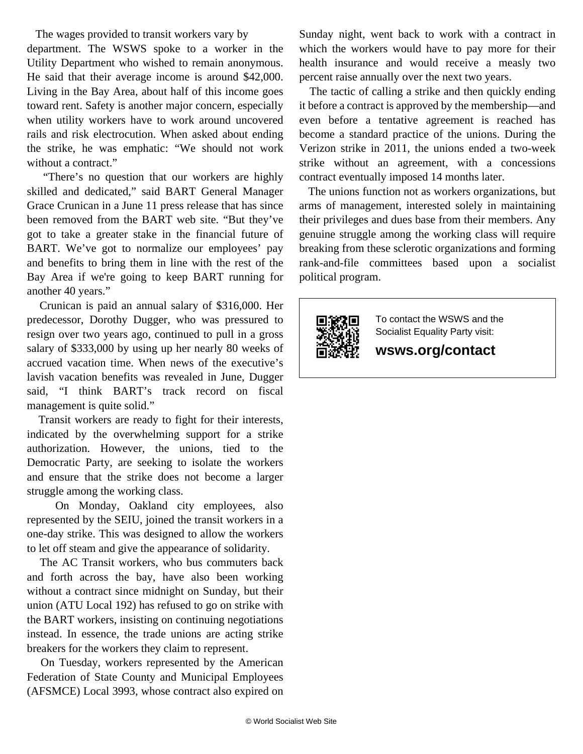The wages provided to transit workers vary by department. The WSWS spoke to a worker in the Utility Department who wished to remain anonymous. He said that their average income is around $42,000. Living in the Bay Area, about half of this income goes toward rent. Safety is another major concern, especially when utility workers have to work around uncovered rails and risk electrocution. When asked about ending the strike, he was emphatic: "We should not work without a contract."

"There's no question that our workers are highly skilled and dedicated," said BART General Manager Grace Crunican in a June 11 press release that has since been removed from the BART web site. "But they've got to take a greater stake in the financial future of BART. We've got to normalize our employees' pay and benefits to bring them in line with the rest of the Bay Area if we're going to keep BART running for another 40 years."

Crunican is paid an annual salary of $316,000. Her predecessor, Dorothy Dugger, who was pressured to resign over two years ago, continued to pull in a gross salary of $333,000 by using up her nearly 80 weeks of accrued vacation time. When news of the executive's lavish vacation benefits was revealed in June, Dugger said, "I think BART's track record on fiscal management is quite solid."

Transit workers are ready to fight for their interests, indicated by the overwhelming support for a strike authorization. However, the unions, tied to the Democratic Party, are seeking to isolate the workers and ensure that the strike does not become a larger struggle among the working class.

On Monday, Oakland city employees, also represented by the SEIU, joined the transit workers in a one-day strike. This was designed to allow the workers to let off steam and give the appearance of solidarity.

The AC Transit workers, who bus commuters back and forth across the bay, have also been working without a contract since midnight on Sunday, but their union (ATU Local 192) has refused to go on strike with the BART workers, insisting on continuing negotiations instead. In essence, the trade unions are acting strike breakers for the workers they claim to represent.

On Tuesday, workers represented by the American Federation of State County and Municipal Employees (AFSMCE) Local 3993, whose contract also expired on Sunday night, went back to work with a contract in which the workers would have to pay more for their health insurance and would receive a measly two percent raise annually over the next two years.

The tactic of calling a strike and then quickly ending it before a contract is approved by the membership—and even before a tentative agreement is reached has become a standard practice of the unions. During the Verizon strike in 2011, the unions ended a two-week strike without an agreement, with a concessions contract eventually imposed 14 months later.

The unions function not as workers organizations, but arms of management, interested solely in maintaining their privileges and dues base from their members. Any genuine struggle among the working class will require breaking from these sclerotic organizations and forming rank-and-file committees based upon a socialist political program.

To contact the WSWS and the Socialist Equality Party visit:

**wsws.org/contact**